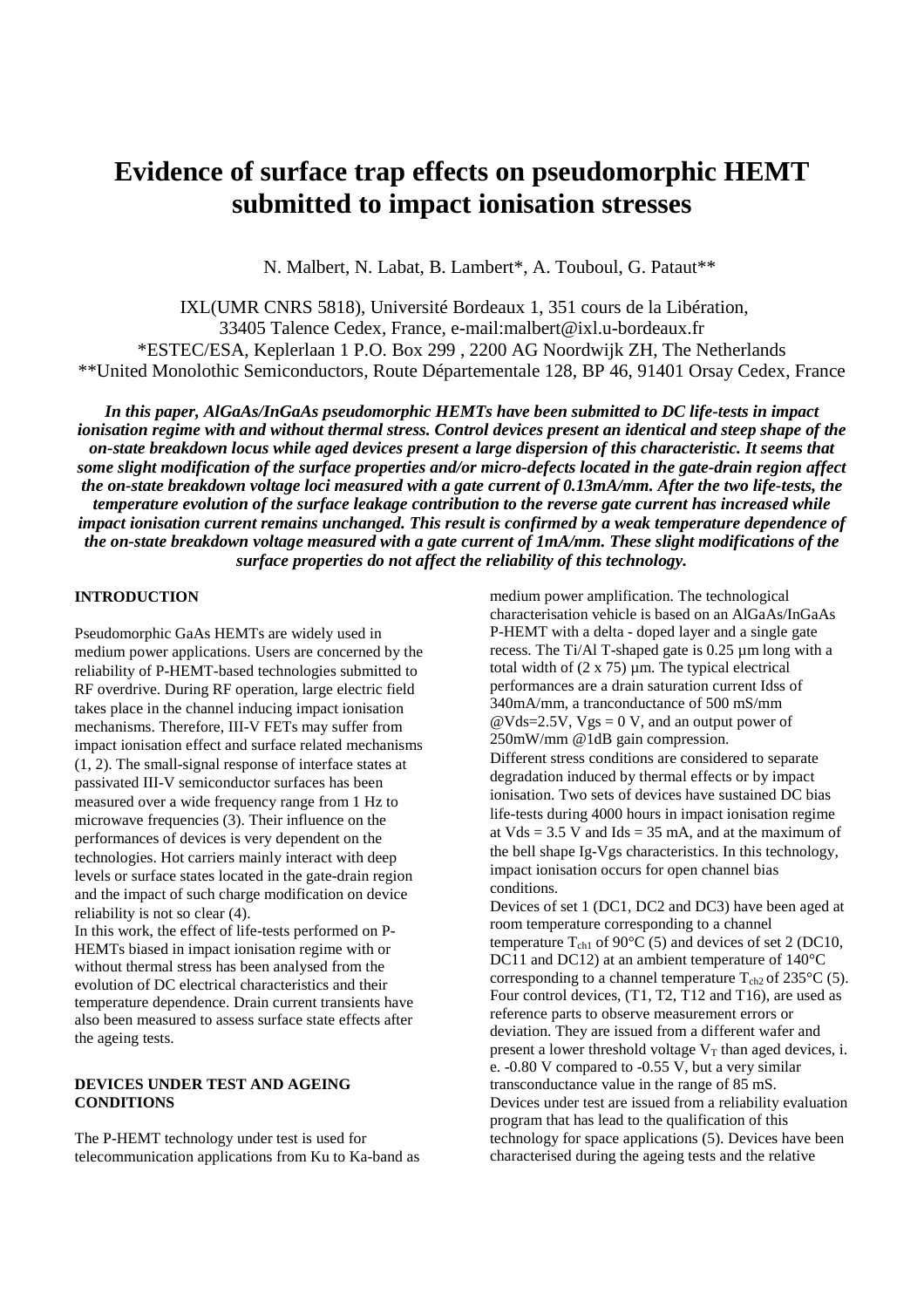# Evidence of surface trap effects on pseudomorphic HEMT submitted to impact ionisation stresses

N. Malbert, N. Labat, B. Lambert*, A. Touboul, G. Pataut**

IXL(UMR CNRS 5818), Université Bordeaux 1, 351 cours de la Libération,
33405 Talence Cedex, France, e-mail:malbert@ixl.u-bordeaux.fr
*ESTEC/ESA, Keplerlaan 1 P.O. Box 299 , 2200 AG Noordwijk ZH, The Netherlands
**United Monolothic Semiconductors, Route Départementale 128, BP 46, 91401 Orsay Cedex, France

***In this paper, AlGaAs/InGaAs pseudomorphic HEMTs have been submitted to DC life-tests in impact ionisation regime with and without thermal stress. Control devices present an identical and steep shape of the on-state breakdown locus while aged devices present a large dispersion of this characteristic. It seems that some slight modification of the surface properties and/or micro-defects located in the gate-drain region affect the on-state breakdown voltage loci measured with a gate current of 0.13mA/mm. After the two life-tests, the temperature evolution of the surface leakage contribution to the reverse gate current has increased while impact ionisation current remains unchanged. This result is confirmed by a weak temperature dependence of the on-state breakdown voltage measured with a gate current of 1mA/mm. These slight modifications of the surface properties do not affect the reliability of this technology.***

## INTRODUCTION

Pseudomorphic GaAs HEMTs are widely used in medium power applications. Users are concerned by the reliability of P-HEMT-based technologies submitted to RF overdrive. During RF operation, large electric field takes place in the channel inducing impact ionisation mechanisms. Therefore, III-V FETs may suffer from impact ionisation effect and surface related mechanisms (1, 2). The small-signal response of interface states at passivated III-V semiconductor surfaces has been measured over a wide frequency range from 1 Hz to microwave frequencies (3). Their influence on the performances of devices is very dependent on the technologies. Hot carriers mainly interact with deep levels or surface states located in the gate-drain region and the impact of such charge modification on device reliability is not so clear (4).

In this work, the effect of life-tests performed on P-HEMTs biased in impact ionisation regime with or without thermal stress has been analysed from the evolution of DC electrical characteristics and their temperature dependence. Drain current transients have also been measured to assess surface state effects after the ageing tests.

## DEVICES UNDER TEST AND AGEING CONDITIONS

The P-HEMT technology under test is used for telecommunication applications from Ku to Ka-band as medium power amplification. The technological characterisation vehicle is based on an AlGaAs/InGaAs P-HEMT with a delta - doped layer and a single gate recess. The Ti/Al T-shaped gate is 0.25 µm long with a total width of (2 x 75) µm. The typical electrical performances are a drain saturation current Idss of 340mA/mm, a tranconductance of 500 mS/mm @Vds=2.5V, Vgs = 0 V, and an output power of 250mW/mm @1dB gain compression.

Different stress conditions are considered to separate degradation induced by thermal effects or by impact ionisation. Two sets of devices have sustained DC bias life-tests during 4000 hours in impact ionisation regime at Vds = 3.5 V and Ids = 35 mA, and at the maximum of the bell shape Ig-Vgs characteristics. In this technology, impact ionisation occurs for open channel bias conditions.

Devices of set 1 (DC1, DC2 and DC3) have been aged at room temperature corresponding to a channel temperature $T_{ch1}$ of 90°C (5) and devices of set 2 (DC10, DC11 and DC12) at an ambient temperature of 140°C corresponding to a channel temperature $T_{ch2}$ of 235°C (5). Four control devices, (T1, T2, T12 and T16), are used as reference parts to observe measurement errors or deviation. They are issued from a different wafer and present a lower threshold voltage $V_T$ than aged devices, i. e. -0.80 V compared to -0.55 V, but a very similar transconductance value in the range of 85 mS.

Devices under test are issued from a reliability evaluation program that has lead to the qualification of this technology for space applications (5). Devices have been characterised during the ageing tests and the relative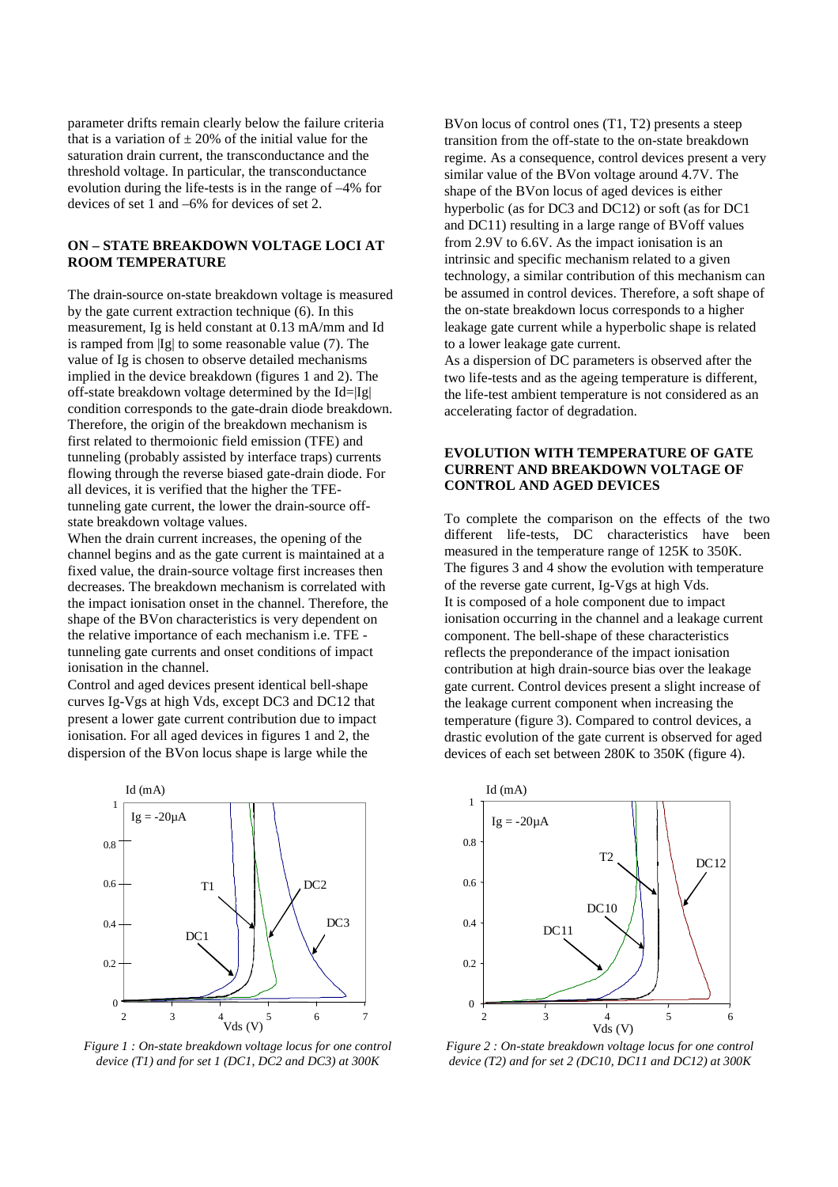parameter drifts remain clearly below the failure criteria that is a variation of ± 20% of the initial value for the saturation drain current, the transconductance and the threshold voltage. In particular, the transconductance evolution during the life-tests is in the range of –4% for devices of set 1 and –6% for devices of set 2.

## ON – STATE BREAKDOWN VOLTAGE LOCI AT ROOM TEMPERATURE

The drain-source on-state breakdown voltage is measured by the gate current extraction technique (6). In this measurement, Ig is held constant at 0.13 mA/mm and Id is ramped from |Ig| to some reasonable value (7). The value of Ig is chosen to observe detailed mechanisms implied in the device breakdown (figures 1 and 2). The off-state breakdown voltage determined by the Id=|Ig| condition corresponds to the gate-drain diode breakdown. Therefore, the origin of the breakdown mechanism is first related to thermoionic field emission (TFE) and tunneling (probably assisted by interface traps) currents flowing through the reverse biased gate-drain diode. For all devices, it is verified that the higher the TFE-tunneling gate current, the lower the drain-source off-state breakdown voltage values.

When the drain current increases, the opening of the channel begins and as the gate current is maintained at a fixed value, the drain-source voltage first increases then decreases. The breakdown mechanism is correlated with the impact ionisation in the channel. Therefore, the shape of the BVon characteristics is very dependent on the relative importance of each mechanism i.e. TFE - tunneling gate currents and onset conditions of impact ionisation in the channel.

Control and aged devices present identical bell-shape curves Ig-Vgs at high Vds, except DC3 and DC12 that present a lower gate current contribution due to impact ionisation. For all aged devices in figures 1 and 2, the dispersion of the BVon locus shape is large while the BVon locus of control ones (T1, T2) presents a steep transition from the off-state to the on-state breakdown regime. As a consequence, control devices present a very similar value of the BVon voltage around 4.7V. The shape of the BVon locus of aged devices is either hyperbolic (as for DC3 and DC12) or soft (as for DC1 and DC11) resulting in a large range of BVoff values from 2.9V to 6.6V. As the impact ionisation is an intrinsic and specific mechanism related to a given technology, a similar contribution of this mechanism can be assumed in control devices. Therefore, a soft shape of the on-state breakdown locus corresponds to a higher leakage gate current while a hyperbolic shape is related to a lower leakage gate current.

As a dispersion of DC parameters is observed after the two life-tests and as the ageing temperature is different, the life-test ambient temperature is not considered as an accelerating factor of degradation.

## EVOLUTION WITH TEMPERATURE OF GATE CURRENT AND BREAKDOWN VOLTAGE OF CONTROL AND AGED DEVICES

To complete the comparison on the effects of the two different life-tests, DC characteristics have been measured in the temperature range of 125K to 350K. The figures 3 and 4 show the evolution with temperature of the reverse gate current, Ig-Vgs at high Vds.

It is composed of a hole component due to impact ionisation occurring in the channel and a leakage current component. The bell-shape of these characteristics reflects the preponderance of the impact ionisation contribution at high drain-source bias over the leakage gate current. Control devices present a slight increase of the leakage current component when increasing the temperature (figure 3). Compared to control devices, a drastic evolution of the gate current is observed for aged devices of each set between 280K to 350K (figure 4).

Id (mA)
Ig = -20µA
T1
DC1
DC2
DC3
Vds (V)

*Figure 1 : On-state breakdown voltage locus for one control device (T1) and for set 1 (DC1, DC2 and DC3) at 300K*

Id (mA)
Ig = -20µA
T2
DC10
DC11
DC12
Vds (V)

*Figure 2 : On-state breakdown voltage locus for one control device (T2) and for set 2 (DC10, DC11 and DC12) at 300K*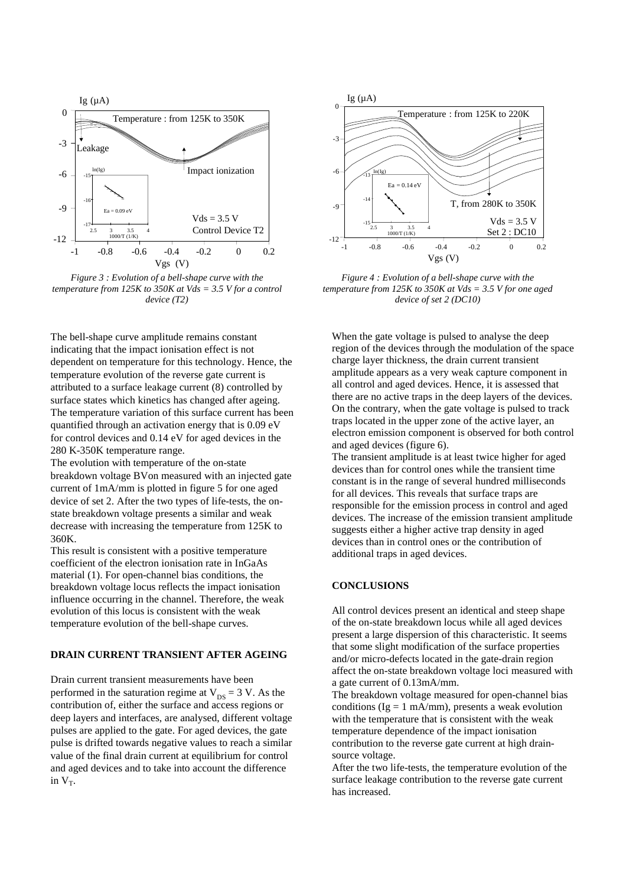Ig (µA)

0

-3

-6

-9

-12

Temperature : from 125K to 350K

Leakage

Impact ionization

ln(Ig)

-15

-16

-17

Ea = 0.09 eV

2.5 3 3.5 4

1000/T (1/K)

Vds = 3.5 V

Control Device T2

-1 -0.8 -0.6 -0.4 -0.2 0 0.2

Vgs (V)

*Figure 3 : Evolution of a bell-shape curve with the temperature from 125K to 350K at Vds = 3.5 V for a control device (T2)*

Ig (µA)

0

-3

-6

-9

-12

Temperature : from 125K to 220K

ln(Ig)

-13

-14

-15

Ea = 0.14 eV

2.5 3 3.5 4

1000/T (1/K)

T, from 280K to 350K

Vds = 3.5 V

Set 2 : DC10

-1 -0.8 -0.6 -0.4 -0.2 0 0.2

Vgs (V)

*Figure 4 : Evolution of a bell-shape curve with the temperature from 125K to 350K at Vds = 3.5 V for one aged device of set 2 (DC10)*

The bell-shape curve amplitude remains constant indicating that the impact ionisation effect is not dependent on temperature for this technology. Hence, the temperature evolution of the reverse gate current is attributed to a surface leakage current (8) controlled by surface states which kinetics has changed after ageing. The temperature variation of this surface current has been quantified through an activation energy that is 0.09 eV for control devices and 0.14 eV for aged devices in the 280 K-350K temperature range.

The evolution with temperature of the on-state breakdown voltage BVon measured with an injected gate current of 1mA/mm is plotted in figure 5 for one aged device of set 2. After the two types of life-tests, the on-state breakdown voltage presents a similar and weak decrease with increasing the temperature from 125K to 360K.

This result is consistent with a positive temperature coefficient of the electron ionisation rate in InGaAs material (1). For open-channel bias conditions, the breakdown voltage locus reflects the impact ionisation influence occurring in the channel. Therefore, the weak evolution of this locus is consistent with the weak temperature evolution of the bell-shape curves.

### DRAIN CURRENT TRANSIENT AFTER AGEING

Drain current transient measurements have been performed in the saturation regime at $V_{DS}$ = 3 V. As the contribution of, either the surface and access regions or deep layers and interfaces, are analysed, different voltage pulses are applied to the gate. For aged devices, the gate pulse is drifted towards negative values to reach a similar value of the final drain current at equilibrium for control and aged devices and to take into account the difference in $V_T$.

When the gate voltage is pulsed to analyse the deep region of the devices through the modulation of the space charge layer thickness, the drain current transient amplitude appears as a very weak capture component in all control and aged devices. Hence, it is assessed that there are no active traps in the deep layers of the devices. On the contrary, when the gate voltage is pulsed to track traps located in the upper zone of the active layer, an electron emission component is observed for both control and aged devices (figure 6).

The transient amplitude is at least twice higher for aged devices than for control ones while the transient time constant is in the range of several hundred milliseconds for all devices. This reveals that surface traps are responsible for the emission process in control and aged devices. The increase of the emission transient amplitude suggests either a higher active trap density in aged devices than in control ones or the contribution of additional traps in aged devices.

### CONCLUSIONS

All control devices present an identical and steep shape of the on-state breakdown locus while all aged devices present a large dispersion of this characteristic. It seems that some slight modification of the surface properties and/or micro-defects located in the gate-drain region affect the on-state breakdown voltage loci measured with a gate current of 0.13mA/mm.

The breakdown voltage measured for open-channel bias conditions (Ig = 1 mA/mm), presents a weak evolution with the temperature that is consistent with the weak temperature dependence of the impact ionisation contribution to the reverse gate current at high drain-source voltage.

After the two life-tests, the temperature evolution of the surface leakage contribution to the reverse gate current has increased.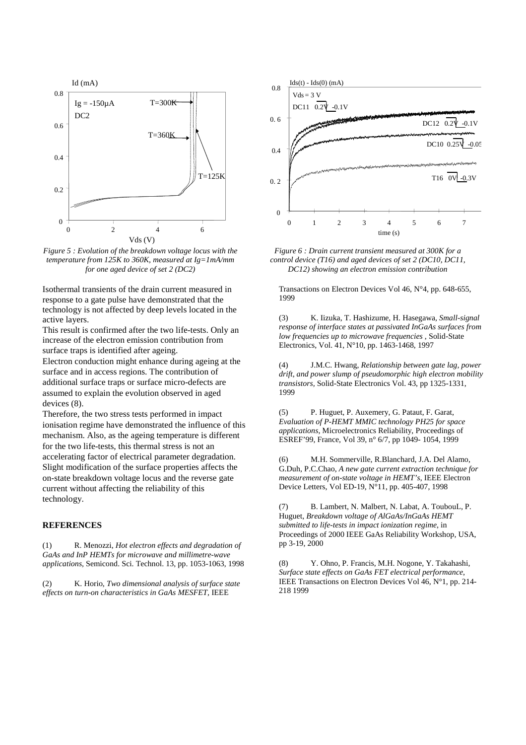Id (mA)

0.8

0.6

0.4

0.2

0

0 2 4 6

Vds (V)

Ig = -150µA

DC2

T=300K

T=360K

T=125K

*Figure 5 : Evolution of the breakdown voltage locus with the temperature from 125K to 360K, measured at Ig=1mA/mm for one aged device of set 2 (DC2)*

Ids(t) - Ids(0) (mA)

0.8

0.6

0.4

0.2

0

0 1 2 3 4 5 6 7

time (s)

Vds = 3 V

DC11 0.2V -0.1V

DC12 0.2V -0.1V

DC10 0.25V -0.05

T16 0V -0.3V

*Figure 6 : Drain current transient measured at 300K for a control device (T16) and aged devices of set 2 (DC10, DC11, DC12) showing an electron emission contribution*

Isothermal transients of the drain current measured in response to a gate pulse have demonstrated that the technology is not affected by deep levels located in the active layers.

This result is confirmed after the two life-tests. Only an increase of the electron emission contribution from surface traps is identified after ageing.

Electron conduction might enhance during ageing at the surface and in access regions. The contribution of additional surface traps or surface micro-defects are assumed to explain the evolution observed in aged devices (8).

Therefore, the two stress tests performed in impact ionisation regime have demonstrated the influence of this mechanism. Also, as the ageing temperature is different for the two life-tests, this thermal stress is not an accelerating factor of electrical parameter degradation. Slight modification of the surface properties affects the on-state breakdown voltage locus and the reverse gate current without affecting the reliability of this technology.

## REFERENCES

(1) R. Menozzi, *Hot electron effects and degradation of GaAs and InP HEMTs for microwave and millimetre-wave applications*, Semicond. Sci. Technol. 13, pp. 1053-1063, 1998

(2) K. Horio, *Two dimensional analysis of surface state effects on turn-on characteristics in GaAs MESFET*, IEEE Transactions on Electron Devices Vol 46, N°4, pp. 648-655, 1999

(3) K. Iizuka, T. Hashizume, H. Hasegawa, *Small-signal response of interface states at passivated InGaAs surfaces from low frequencies up to microwave frequencies* , Solid-State Electronics, Vol. 41, N°10, pp. 1463-1468, 1997

(4) J.M.C. Hwang, *Relationship between gate lag, power drift, and power slump of pseudomorphic high electron mobility transistors*, Solid-State Electronics Vol. 43, pp 1325-1331, 1999

(5) P. Huguet, P. Auxemery, G. Pataut, F. Garat, *Evaluation of P-HEMT MMIC technology PH25 for space applications*, Microelectronics Reliability, Proceedings of ESREF'99, France, Vol 39, n° 6/7, pp 1049- 1054, 1999

(6) M.H. Sommerville, R.Blanchard, J.A. Del Alamo, G.Duh, P.C.Chao, *A new gate current extraction technique for measurement of on-state voltage in HEMT's*, IEEE Electron Device Letters, Vol ED-19, N°11, pp. 405-407, 1998

(7) B. Lambert, N. Malbert, N. Labat, A. Touboul, P. Huguet, *Breakdown voltage of AlGaAs/InGaAs HEMT submitted to life-tests in impact ionization regime*, in Proceedings of 2000 IEEE GaAs Reliability Workshop, USA, pp 3-19, 2000

(8) Y. Ohno, P. Francis, M.H. Nogone, Y. Takahashi, *Surface state effects on GaAs FET electrical performance*, IEEE Transactions on Electron Devices Vol 46, N°1, pp. 214-218 1999